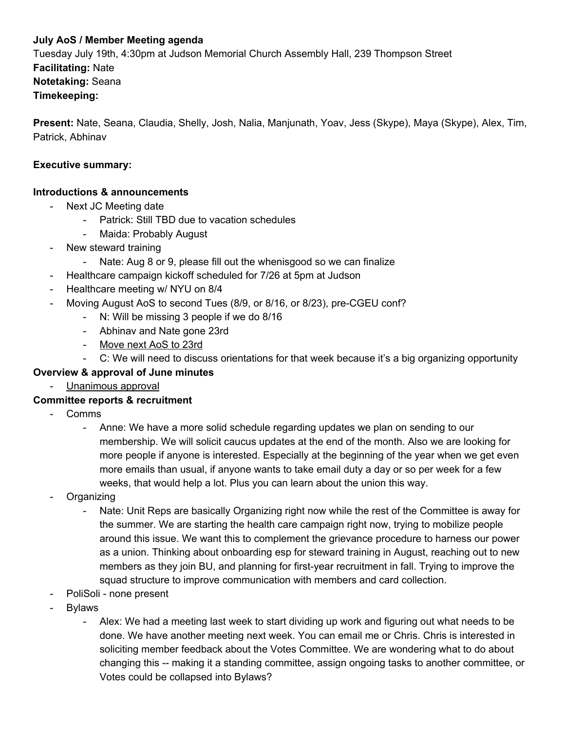**July AoS / Member Meeting agenda**

Tuesday July 19th, 4:30pm at Judson Memorial Church Assembly Hall, 239 Thompson Street

**Facilitating:** Nate

**Notetaking:** Seana

**Timekeeping:**

**Present:** Nate, Seana, Claudia, Shelly, Josh, Nalia, Manjunath, Yoav, Jess (Skype), Maya (Skype), Alex, Tim, Patrick, Abhinav

**Executive summary:**

**Introductions & announcements**

- Next JC Meeting date
  - Patrick: Still TBD due to vacation schedules
  - Maida: Probably August
- New steward training
  - Nate: Aug 8 or 9, please fill out the whenisgood so we can finalize
- Healthcare campaign kickoff scheduled for 7/26 at 5pm at Judson
- Healthcare meeting w/ NYU on 8/4
- Moving August AoS to second Tues (8/9, or 8/16, or 8/23), pre-CGEU conf?
  - N: Will be missing 3 people if we do 8/16
  - Abhinav and Nate gone 23rd
  - <u>Move next AoS to 23rd</u>
  - C: We will need to discuss orientations for that week because it's a big organizing opportunity

**Overview & approval of June minutes**

- <u>Unanimous approval</u>

**Committee reports & recruitment**

- Comms
  - Anne: We have a more solid schedule regarding updates we plan on sending to our membership. We will solicit caucus updates at the end of the month. Also we are looking for more people if anyone is interested. Especially at the beginning of the year when we get even more emails than usual, if anyone wants to take email duty a day or so per week for a few weeks, that would help a lot. Plus you can learn about the union this way.
- Organizing
  - Nate: Unit Reps are basically Organizing right now while the rest of the Committee is away for the summer. We are starting the health care campaign right now, trying to mobilize people around this issue. We want this to complement the grievance procedure to harness our power as a union. Thinking about onboarding esp for steward training in August, reaching out to new members as they join BU, and planning for first-year recruitment in fall. Trying to improve the squad structure to improve communication with members and card collection.
- PoliSoli - none present
- Bylaws
  - Alex: We had a meeting last week to start dividing up work and figuring out what needs to be done. We have another meeting next week. You can email me or Chris. Chris is interested in soliciting member feedback about the Votes Committee. We are wondering what to do about changing this -- making it a standing committee, assign ongoing tasks to another committee, or Votes could be collapsed into Bylaws?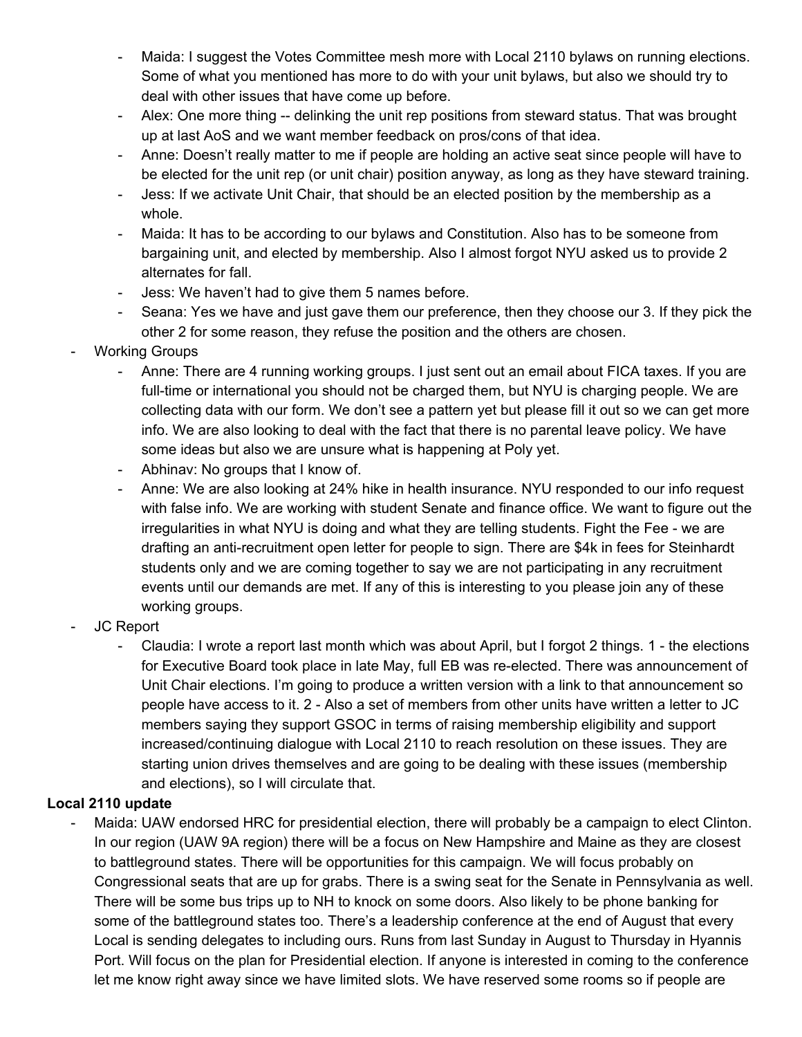- Maida: I suggest the Votes Committee mesh more with Local 2110 bylaws on running elections. Some of what you mentioned has more to do with your unit bylaws, but also we should try to deal with other issues that have come up before.
    - Alex: One more thing -- delinking the unit rep positions from steward status. That was brought up at last AoS and we want member feedback on pros/cons of that idea.
    - Anne: Doesn't really matter to me if people are holding an active seat since people will have to be elected for the unit rep (or unit chair) position anyway, as long as they have steward training.
    - Jess: If we activate Unit Chair, that should be an elected position by the membership as a whole.
    - Maida: It has to be according to our bylaws and Constitution. Also has to be someone from bargaining unit, and elected by membership. Also I almost forgot NYU asked us to provide 2 alternates for fall.
    - Jess: We haven't had to give them 5 names before.
    - Seana: Yes we have and just gave them our preference, then they choose our 3. If they pick the other 2 for some reason, they refuse the position and the others are chosen.
- Working Groups
    - Anne: There are 4 running working groups. I just sent out an email about FICA taxes. If you are full-time or international you should not be charged them, but NYU is charging people. We are collecting data with our form. We don't see a pattern yet but please fill it out so we can get more info. We are also looking to deal with the fact that there is no parental leave policy. We have some ideas but also we are unsure what is happening at Poly yet.
    - Abhinav: No groups that I know of.
    - Anne: We are also looking at 24% hike in health insurance. NYU responded to our info request with false info. We are working with student Senate and finance office. We want to figure out the irregularities in what NYU is doing and what they are telling students. Fight the Fee - we are drafting an anti-recruitment open letter for people to sign. There are $4k in fees for Steinhardt students only and we are coming together to say we are not participating in any recruitment events until our demands are met. If any of this is interesting to you please join any of these working groups.
- JC Report
    - Claudia: I wrote a report last month which was about April, but I forgot 2 things. 1 - the elections for Executive Board took place in late May, full EB was re-elected. There was announcement of Unit Chair elections. I'm going to produce a written version with a link to that announcement so people have access to it. 2 - Also a set of members from other units have written a letter to JC members saying they support GSOC in terms of raising membership eligibility and support increased/continuing dialogue with Local 2110 to reach resolution on these issues. They are starting union drives themselves and are going to be dealing with these issues (membership and elections), so I will circulate that.

**Local 2110 update**

- Maida: UAW endorsed HRC for presidential election, there will probably be a campaign to elect Clinton. In our region (UAW 9A region) there will be a focus on New Hampshire and Maine as they are closest to battleground states. There will be opportunities for this campaign. We will focus probably on Congressional seats that are up for grabs. There is a swing seat for the Senate in Pennsylvania as well. There will be some bus trips up to NH to knock on some doors. Also likely to be phone banking for some of the battleground states too. There's a leadership conference at the end of August that every Local is sending delegates to including ours. Runs from last Sunday in August to Thursday in Hyannis Port. Will focus on the plan for Presidential election. If anyone is interested in coming to the conference let me know right away since we have limited slots. We have reserved some rooms so if people are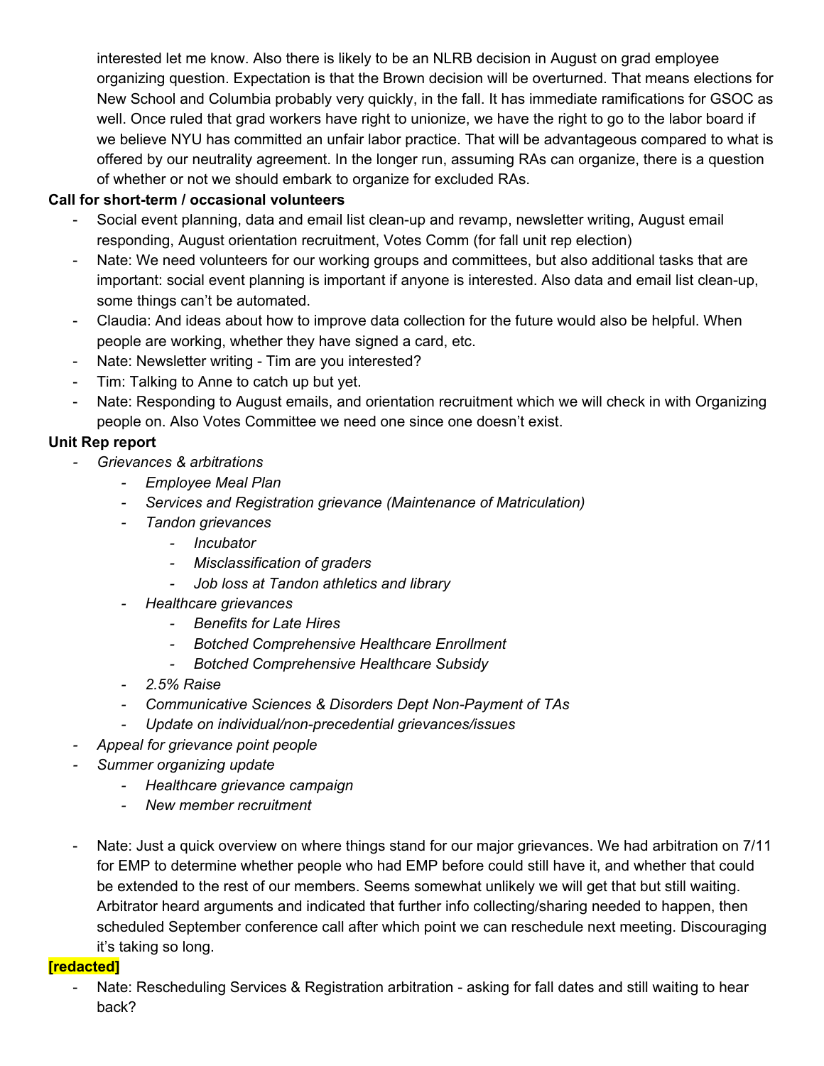interested let me know. Also there is likely to be an NLRB decision in August on grad employee organizing question. Expectation is that the Brown decision will be overturned. That means elections for New School and Columbia probably very quickly, in the fall. It has immediate ramifications for GSOC as well. Once ruled that grad workers have right to unionize, we have the right to go to the labor board if we believe NYU has committed an unfair labor practice. That will be advantageous compared to what is offered by our neutrality agreement. In the longer run, assuming RAs can organize, there is a question of whether or not we should embark to organize for excluded RAs.

**Call for short-term / occasional volunteers**

- Social event planning, data and email list clean-up and revamp, newsletter writing, August email responding, August orientation recruitment, Votes Comm (for fall unit rep election)
- Nate: We need volunteers for our working groups and committees, but also additional tasks that are important: social event planning is important if anyone is interested. Also data and email list clean-up, some things can't be automated.
- Claudia: And ideas about how to improve data collection for the future would also be helpful. When people are working, whether they have signed a card, etc.
- Nate: Newsletter writing - Tim are you interested?
- Tim: Talking to Anne to catch up but yet.
- Nate: Responding to August emails, and orientation recruitment which we will check in with Organizing people on. Also Votes Committee we need one since one doesn't exist.

**Unit Rep report**

- *Grievances & arbitrations*
    - *Employee Meal Plan*
    - *Services and Registration grievance (Maintenance of Matriculation)*
    - *Tandon grievances*
        - *Incubator*
        - *Misclassification of graders*
        - *Job loss at Tandon athletics and library*
    - *Healthcare grievances*
        - *Benefits for Late Hires*
        - *Botched Comprehensive Healthcare Enrollment*
        - *Botched Comprehensive Healthcare Subsidy*
    - *2.5% Raise*
    - *Communicative Sciences & Disorders Dept Non-Payment of TAs*
    - *Update on individual/non-precedential grievances/issues*
- *Appeal for grievance point people*
- *Summer organizing update*
    - *Healthcare grievance campaign*
    - *New member recruitment*

- Nate: Just a quick overview on where things stand for our major grievances. We had arbitration on 7/11 for EMP to determine whether people who had EMP before could still have it, and whether that could be extended to the rest of our members. Seems somewhat unlikely we will get that but still waiting. Arbitrator heard arguments and indicated that further info collecting/sharing needed to happen, then scheduled September conference call after which point we can reschedule next meeting. Discouraging it's taking so long.

**[redacted]**

- Nate: Rescheduling Services & Registration arbitration - asking for fall dates and still waiting to hear back?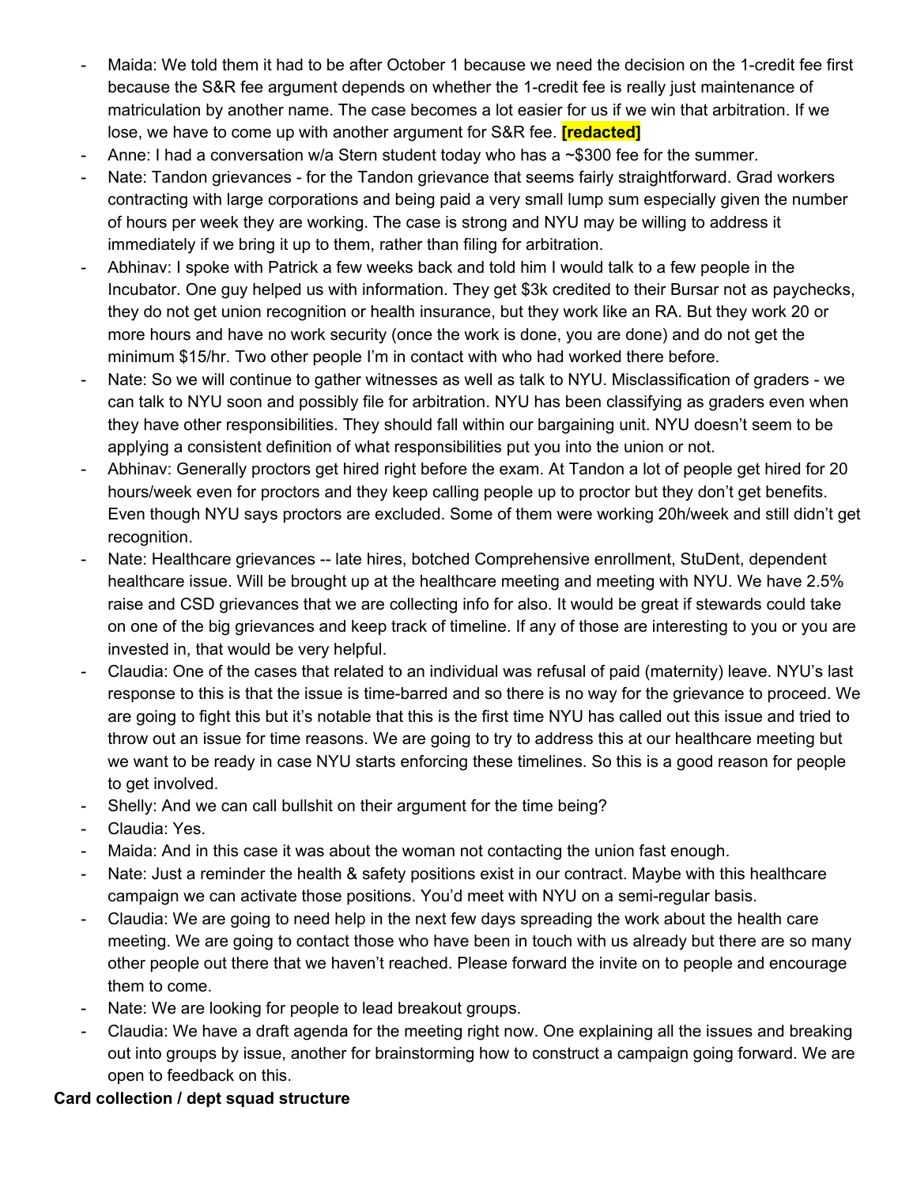- Maida: We told them it had to be after October 1 because we need the decision on the 1-credit fee first because the S&R fee argument depends on whether the 1-credit fee is really just maintenance of matriculation by another name. The case becomes a lot easier for us if we win that arbitration. If we lose, we have to come up with another argument for S&R fee. **[redacted]**
- Anne: I had a conversation w/a Stern student today who has a ~$300 fee for the summer.
- Nate: Tandon grievances - for the Tandon grievance that seems fairly straightforward. Grad workers contracting with large corporations and being paid a very small lump sum especially given the number of hours per week they are working. The case is strong and NYU may be willing to address it immediately if we bring it up to them, rather than filing for arbitration.
- Abhinav: I spoke with Patrick a few weeks back and told him I would talk to a few people in the Incubator. One guy helped us with information. They get $3k credited to their Bursar not as paychecks, they do not get union recognition or health insurance, but they work like an RA. But they work 20 or more hours and have no work security (once the work is done, you are done) and do not get the minimum $15/hr. Two other people I'm in contact with who had worked there before.
- Nate: So we will continue to gather witnesses as well as talk to NYU. Misclassification of graders - we can talk to NYU soon and possibly file for arbitration. NYU has been classifying as graders even when they have other responsibilities. They should fall within our bargaining unit. NYU doesn't seem to be applying a consistent definition of what responsibilities put you into the union or not.
- Abhinav: Generally proctors get hired right before the exam. At Tandon a lot of people get hired for 20 hours/week even for proctors and they keep calling people up to proctor but they don't get benefits. Even though NYU says proctors are excluded. Some of them were working 20h/week and still didn't get recognition.
- Nate: Healthcare grievances -- late hires, botched Comprehensive enrollment, StuDent, dependent healthcare issue. Will be brought up at the healthcare meeting and meeting with NYU. We have 2.5% raise and CSD grievances that we are collecting info for also. It would be great if stewards could take on one of the big grievances and keep track of timeline. If any of those are interesting to you or you are invested in, that would be very helpful.
- Claudia: One of the cases that related to an individual was refusal of paid (maternity) leave. NYU's last response to this is that the issue is time-barred and so there is no way for the grievance to proceed. We are going to fight this but it's notable that this is the first time NYU has called out this issue and tried to throw out an issue for time reasons. We are going to try to address this at our healthcare meeting but we want to be ready in case NYU starts enforcing these timelines. So this is a good reason for people to get involved.
- Shelly: And we can call bullshit on their argument for the time being?
- Claudia: Yes.
- Maida: And in this case it was about the woman not contacting the union fast enough.
- Nate: Just a reminder the health & safety positions exist in our contract. Maybe with this healthcare campaign we can activate those positions. You'd meet with NYU on a semi-regular basis.
- Claudia: We are going to need help in the next few days spreading the work about the health care meeting. We are going to contact those who have been in touch with us already but there are so many other people out there that we haven't reached. Please forward the invite on to people and encourage them to come.
- Nate: We are looking for people to lead breakout groups.
- Claudia: We have a draft agenda for the meeting right now. One explaining all the issues and breaking out into groups by issue, another for brainstorming how to construct a campaign going forward. We are open to feedback on this.

**Card collection / dept squad structure**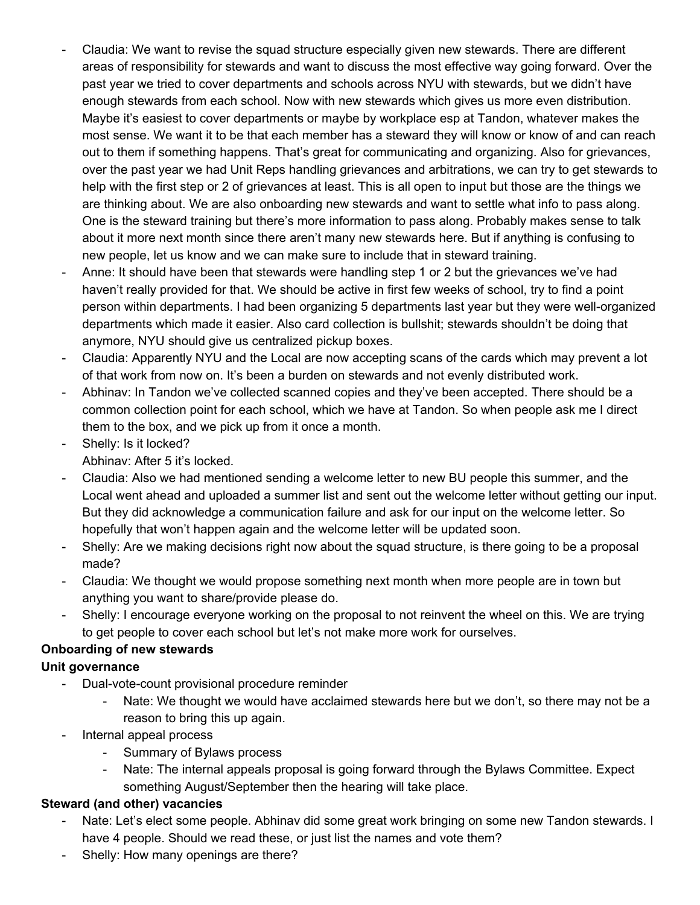- Claudia: We want to revise the squad structure especially given new stewards. There are different areas of responsibility for stewards and want to discuss the most effective way going forward. Over the past year we tried to cover departments and schools across NYU with stewards, but we didn't have enough stewards from each school. Now with new stewards which gives us more even distribution. Maybe it's easiest to cover departments or maybe by workplace esp at Tandon, whatever makes the most sense. We want it to be that each member has a steward they will know or know of and can reach out to them if something happens. That's great for communicating and organizing. Also for grievances, over the past year we had Unit Reps handling grievances and arbitrations, we can try to get stewards to help with the first step or 2 of grievances at least. This is all open to input but those are the things we are thinking about. We are also onboarding new stewards and want to settle what info to pass along. One is the steward training but there's more information to pass along. Probably makes sense to talk about it more next month since there aren't many new stewards here. But if anything is confusing to new people, let us know and we can make sure to include that in steward training.
- Anne: It should have been that stewards were handling step 1 or 2 but the grievances we've had haven't really provided for that. We should be active in first few weeks of school, try to find a point person within departments. I had been organizing 5 departments last year but they were well-organized departments which made it easier. Also card collection is bullshit; stewards shouldn't be doing that anymore, NYU should give us centralized pickup boxes.
- Claudia: Apparently NYU and the Local are now accepting scans of the cards which may prevent a lot of that work from now on. It's been a burden on stewards and not evenly distributed work.
- Abhinav: In Tandon we've collected scanned copies and they've been accepted. There should be a common collection point for each school, which we have at Tandon. So when people ask me I direct them to the box, and we pick up from it once a month.
- Shelly: Is it locked?
  Abhinav: After 5 it's locked.
- Claudia: Also we had mentioned sending a welcome letter to new BU people this summer, and the Local went ahead and uploaded a summer list and sent out the welcome letter without getting our input. But they did acknowledge a communication failure and ask for our input on the welcome letter. So hopefully that won't happen again and the welcome letter will be updated soon.
- Shelly: Are we making decisions right now about the squad structure, is there going to be a proposal made?
- Claudia: We thought we would propose something next month when more people are in town but anything you want to share/provide please do.
- Shelly: I encourage everyone working on the proposal to not reinvent the wheel on this. We are trying to get people to cover each school but let's not make more work for ourselves.

**Onboarding of new stewards**

**Unit governance**

- Dual-vote-count provisional procedure reminder
    - Nate: We thought we would have acclaimed stewards here but we don't, so there may not be a reason to bring this up again.
- Internal appeal process
    - Summary of Bylaws process
    - Nate: The internal appeals proposal is going forward through the Bylaws Committee. Expect something August/September then the hearing will take place.

**Steward (and other) vacancies**

- Nate: Let's elect some people. Abhinav did some great work bringing on some new Tandon stewards. I have 4 people. Should we read these, or just list the names and vote them?
- Shelly: How many openings are there?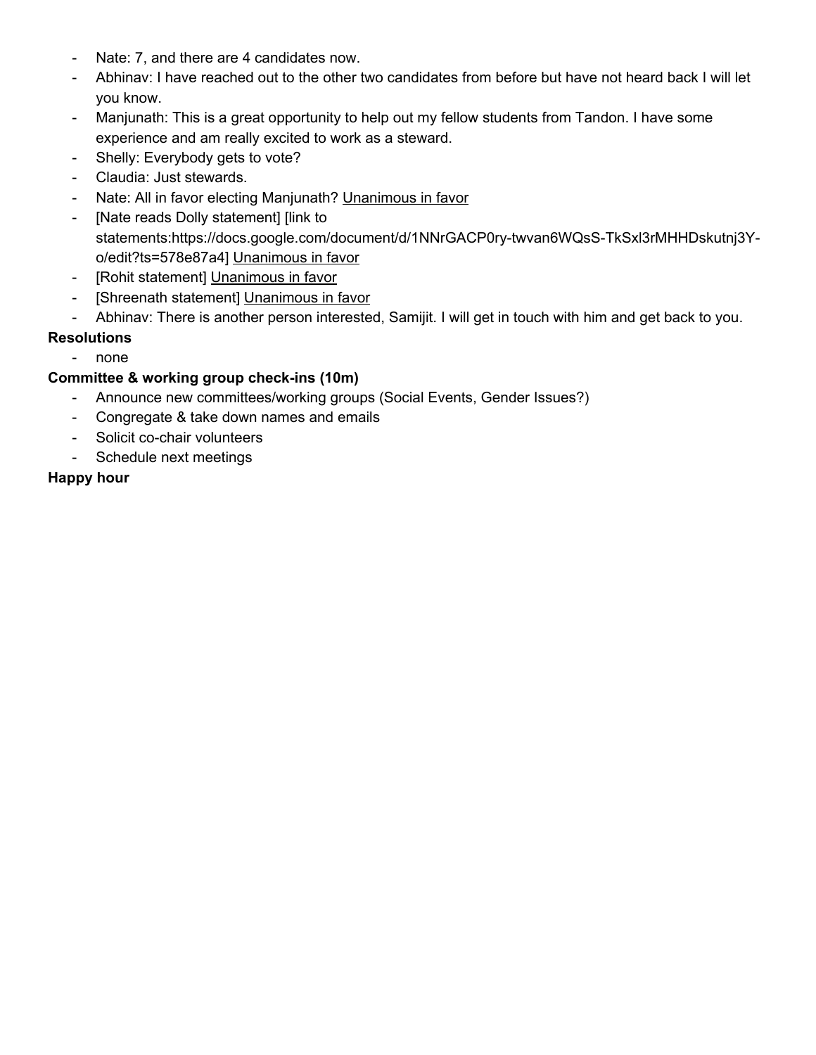- Nate: 7, and there are 4 candidates now.
- Abhinav: I have reached out to the other two candidates from before but have not heard back I will let you know.
- Manjunath: This is a great opportunity to help out my fellow students from Tandon. I have some experience and am really excited to work as a steward.
- Shelly: Everybody gets to vote?
- Claudia: Just stewards.
- Nate: All in favor electing Manjunath? Unanimous in favor
- [Nate reads Dolly statement] [link to statements:https://docs.google.com/document/d/1NNrGACP0ry-twvan6WQsS-TkSxl3rMHHDskutnj3Y-o/edit?ts=578e87a4] Unanimous in favor
- [Rohit statement] Unanimous in favor
- [Shreenath statement] Unanimous in favor
- Abhinav: There is another person interested, Samijit. I will get in touch with him and get back to you.

**Resolutions**

- none

**Committee & working group check-ins (10m)**

- Announce new committees/working groups (Social Events, Gender Issues?)
- Congregate & take down names and emails
- Solicit co-chair volunteers
- Schedule next meetings

**Happy hour**